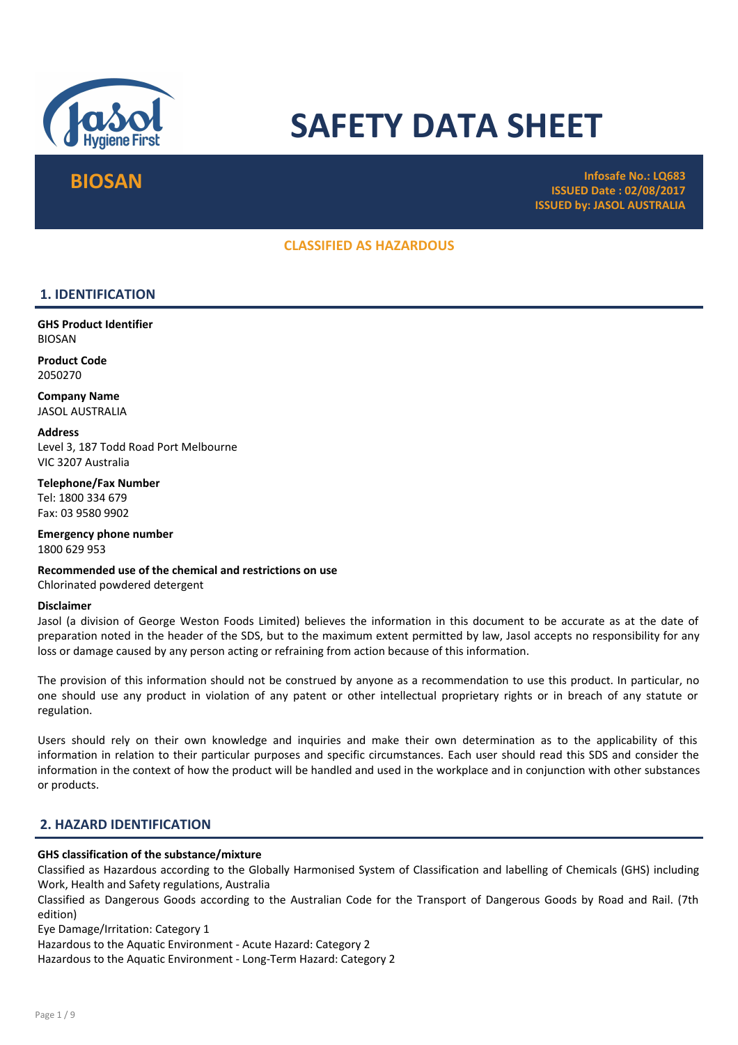# SAFETY DATA SHEET

**BIOSAN**

**Infosafe No.: LQ683**
**ISSUED Date : 02/08/2017**
**ISSUED by: JASOL AUSTRALIA**

**CLASSIFIED AS HAZARDOUS**

## 1. IDENTIFICATION

**GHS Product Identifier**
BIOSAN

**Product Code**
2050270

**Company Name**
JASOL AUSTRALIA

**Address**
Level 3, 187 Todd Road Port Melbourne
VIC 3207 Australia

**Telephone/Fax Number**
Tel: 1800 334 679
Fax: 03 9580 9902

**Emergency phone number**
1800 629 953

**Recommended use of the chemical and restrictions on use**
Chlorinated powdered detergent

**Disclaimer**
Jasol (a division of George Weston Foods Limited) believes the information in this document to be accurate as at the date of preparation noted in the header of the SDS, but to the maximum extent permitted by law, Jasol accepts no responsibility for any loss or damage caused by any person acting or refraining from action because of this information.

The provision of this information should not be construed by anyone as a recommendation to use this product. In particular, no one should use any product in violation of any patent or other intellectual proprietary rights or in breach of any statute or regulation.

Users should rely on their own knowledge and inquiries and make their own determination as to the applicability of this information in relation to their particular purposes and specific circumstances. Each user should read this SDS and consider the information in the context of how the product will be handled and used in the workplace and in conjunction with other substances or products.

## 2. HAZARD IDENTIFICATION

**GHS classification of the substance/mixture**
Classified as Hazardous according to the Globally Harmonised System of Classification and labelling of Chemicals (GHS) including Work, Health and Safety regulations, Australia
Classified as Dangerous Goods according to the Australian Code for the Transport of Dangerous Goods by Road and Rail. (7th edition)
Eye Damage/Irritation: Category 1
Hazardous to the Aquatic Environment - Acute Hazard: Category 2
Hazardous to the Aquatic Environment - Long-Term Hazard: Category 2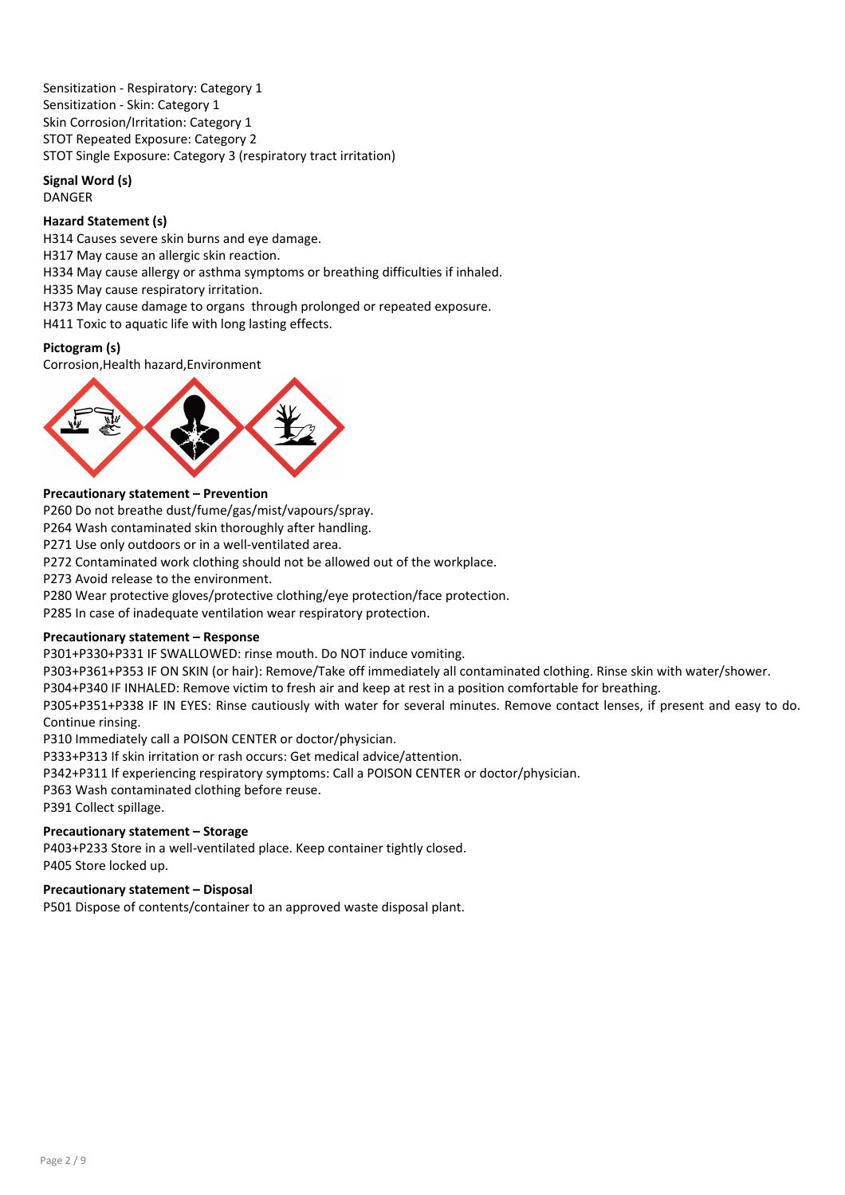Sensitization - Respiratory: Category 1
Sensitization - Skin: Category 1
Skin Corrosion/Irritation: Category 1
STOT Repeated Exposure: Category 2
STOT Single Exposure: Category 3 (respiratory tract irritation)

**Signal Word (s)**

DANGER

**Hazard Statement (s)**

H314 Causes severe skin burns and eye damage.
H317 May cause an allergic skin reaction.
H334 May cause allergy or asthma symptoms or breathing difficulties if inhaled.
H335 May cause respiratory irritation.
H373 May cause damage to organs through prolonged or repeated exposure.
H411 Toxic to aquatic life with long lasting effects.

**Pictogram (s)**

Corrosion,Health hazard,Environment

**Precautionary statement – Prevention**

P260 Do not breathe dust/fume/gas/mist/vapours/spray.
P264 Wash contaminated skin thoroughly after handling.
P271 Use only outdoors or in a well-ventilated area.
P272 Contaminated work clothing should not be allowed out of the workplace.
P273 Avoid release to the environment.
P280 Wear protective gloves/protective clothing/eye protection/face protection.
P285 In case of inadequate ventilation wear respiratory protection.

**Precautionary statement – Response**

P301+P330+P331 IF SWALLOWED: rinse mouth. Do NOT induce vomiting.
P303+P361+P353 IF ON SKIN (or hair): Remove/Take off immediately all contaminated clothing. Rinse skin with water/shower.
P304+P340 IF INHALED: Remove victim to fresh air and keep at rest in a position comfortable for breathing.
P305+P351+P338 IF IN EYES: Rinse cautiously with water for several minutes. Remove contact lenses, if present and easy to do. Continue rinsing.
P310 Immediately call a POISON CENTER or doctor/physician.
P333+P313 If skin irritation or rash occurs: Get medical advice/attention.
P342+P311 If experiencing respiratory symptoms: Call a POISON CENTER or doctor/physician.
P363 Wash contaminated clothing before reuse.
P391 Collect spillage.

**Precautionary statement – Storage**

P403+P233 Store in a well-ventilated place. Keep container tightly closed.
P405 Store locked up.

**Precautionary statement – Disposal**

P501 Dispose of contents/container to an approved waste disposal plant.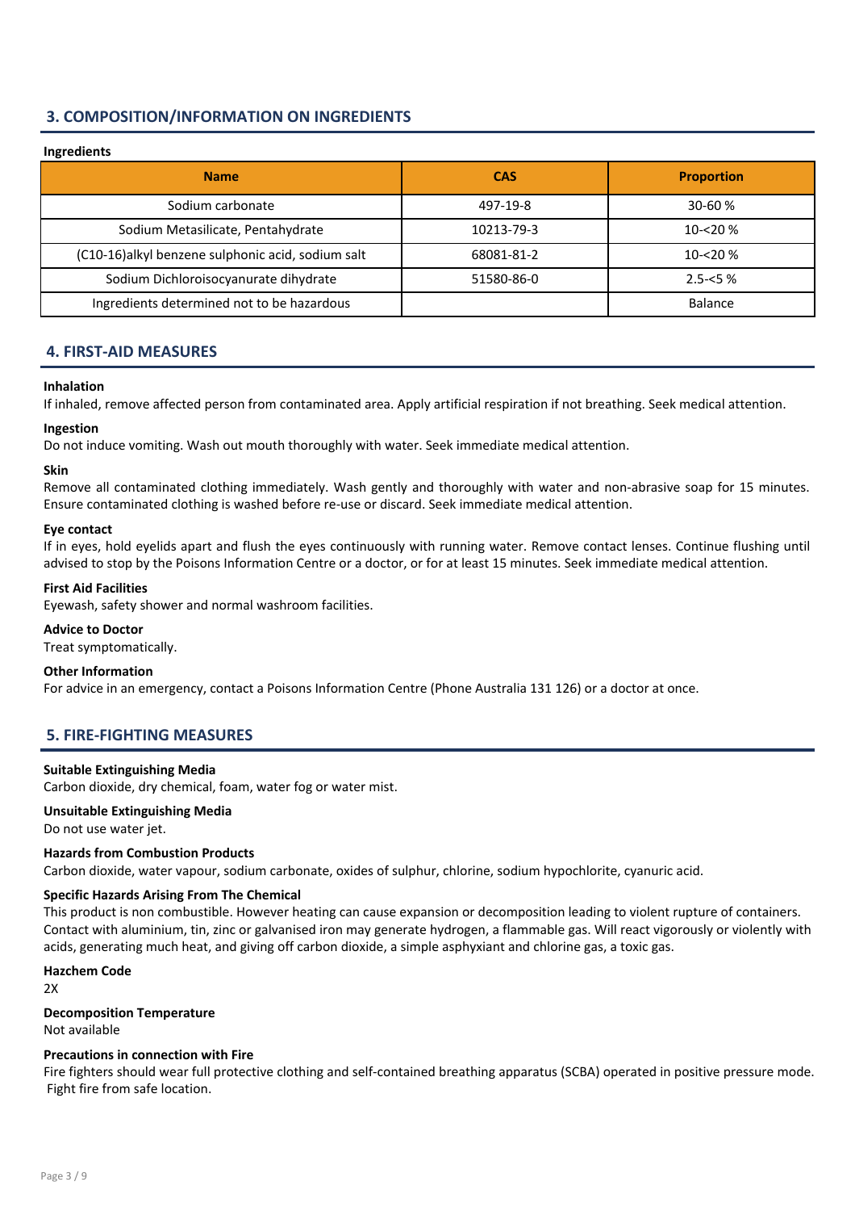## 3. COMPOSITION/INFORMATION ON INGREDIENTS

**Ingredients**

| Name | CAS | Proportion |
|---|---|---|
| Sodium carbonate | 497-19-8 | 30-60 % |
| Sodium Metasilicate, Pentahydrate | 10213-79-3 | 10-<20 % |
| (C10-16)alkyl benzene sulphonic acid, sodium salt | 68081-81-2 | 10-<20 % |
| Sodium Dichloroisocyanurate dihydrate | 51580-86-0 | 2.5-<5 % |
| Ingredients determined not to be hazardous | | Balance |

## 4. FIRST-AID MEASURES

**Inhalation**

If inhaled, remove affected person from contaminated area. Apply artificial respiration if not breathing. Seek medical attention.

**Ingestion**

Do not induce vomiting. Wash out mouth thoroughly with water. Seek immediate medical attention.

**Skin**

Remove all contaminated clothing immediately. Wash gently and thoroughly with water and non-abrasive soap for 15 minutes. Ensure contaminated clothing is washed before re-use or discard. Seek immediate medical attention.

**Eye contact**

If in eyes, hold eyelids apart and flush the eyes continuously with running water. Remove contact lenses. Continue flushing until advised to stop by the Poisons Information Centre or a doctor, or for at least 15 minutes. Seek immediate medical attention.

**First Aid Facilities**

Eyewash, safety shower and normal washroom facilities.

**Advice to Doctor**

Treat symptomatically.

**Other Information**

For advice in an emergency, contact a Poisons Information Centre (Phone Australia 131 126) or a doctor at once.

## 5. FIRE-FIGHTING MEASURES

**Suitable Extinguishing Media**

Carbon dioxide, dry chemical, foam, water fog or water mist.

**Unsuitable Extinguishing Media**

Do not use water jet.

**Hazards from Combustion Products**

Carbon dioxide, water vapour, sodium carbonate, oxides of sulphur, chlorine, sodium hypochlorite, cyanuric acid.

**Specific Hazards Arising From The Chemical**

This product is non combustible. However heating can cause expansion or decomposition leading to violent rupture of containers. Contact with aluminium, tin, zinc or galvanised iron may generate hydrogen, a flammable gas. Will react vigorously or violently with acids, generating much heat, and giving off carbon dioxide, a simple asphyxiant and chlorine gas, a toxic gas.

**Hazchem Code**

2X

**Decomposition Temperature**

Not available

**Precautions in connection with Fire**

Fire fighters should wear full protective clothing and self-contained breathing apparatus (SCBA) operated in positive pressure mode. Fight fire from safe location.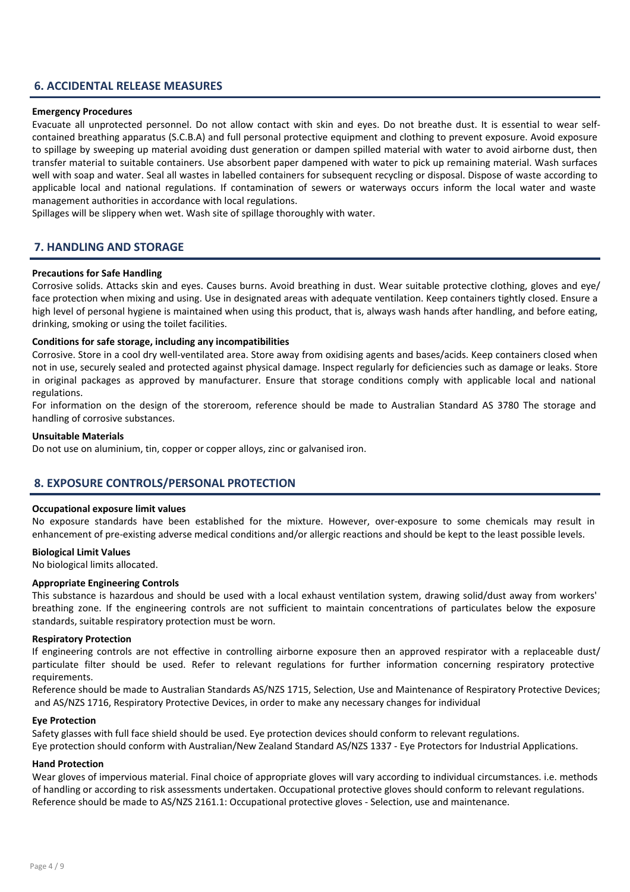## 6. ACCIDENTAL RELEASE MEASURES

**Emergency Procedures**

Evacuate all unprotected personnel. Do not allow contact with skin and eyes. Do not breathe dust. It is essential to wear self-contained breathing apparatus (S.C.B.A) and full personal protective equipment and clothing to prevent exposure. Avoid exposure to spillage by sweeping up material avoiding dust generation or dampen spilled material with water to avoid airborne dust, then transfer material to suitable containers. Use absorbent paper dampened with water to pick up remaining material. Wash surfaces well with soap and water. Seal all wastes in labelled containers for subsequent recycling or disposal. Dispose of waste according to applicable local and national regulations. If contamination of sewers or waterways occurs inform the local water and waste management authorities in accordance with local regulations.

Spillages will be slippery when wet. Wash site of spillage thoroughly with water.

## 7. HANDLING AND STORAGE

**Precautions for Safe Handling**

Corrosive solids. Attacks skin and eyes. Causes burns. Avoid breathing in dust. Wear suitable protective clothing, gloves and eye/face protection when mixing and using. Use in designated areas with adequate ventilation. Keep containers tightly closed. Ensure a high level of personal hygiene is maintained when using this product, that is, always wash hands after handling, and before eating, drinking, smoking or using the toilet facilities.

**Conditions for safe storage, including any incompatibilities**

Corrosive. Store in a cool dry well-ventilated area. Store away from oxidising agents and bases/acids. Keep containers closed when not in use, securely sealed and protected against physical damage. Inspect regularly for deficiencies such as damage or leaks. Store in original packages as approved by manufacturer. Ensure that storage conditions comply with applicable local and national regulations.

For information on the design of the storeroom, reference should be made to Australian Standard AS 3780 The storage and handling of corrosive substances.

**Unsuitable Materials**

Do not use on aluminium, tin, copper or copper alloys, zinc or galvanised iron.

## 8. EXPOSURE CONTROLS/PERSONAL PROTECTION

**Occupational exposure limit values**

No exposure standards have been established for the mixture. However, over-exposure to some chemicals may result in enhancement of pre-existing adverse medical conditions and/or allergic reactions and should be kept to the least possible levels.

**Biological Limit Values**

No biological limits allocated.

**Appropriate Engineering Controls**

This substance is hazardous and should be used with a local exhaust ventilation system, drawing solid/dust away from workers' breathing zone. If the engineering controls are not sufficient to maintain concentrations of particulates below the exposure standards, suitable respiratory protection must be worn.

**Respiratory Protection**

If engineering controls are not effective in controlling airborne exposure then an approved respirator with a replaceable dust/particulate filter should be used. Refer to relevant regulations for further information concerning respiratory protective requirements.

Reference should be made to Australian Standards AS/NZS 1715, Selection, Use and Maintenance of Respiratory Protective Devices; and AS/NZS 1716, Respiratory Protective Devices, in order to make any necessary changes for individual

**Eye Protection**

Safety glasses with full face shield should be used. Eye protection devices should conform to relevant regulations.

Eye protection should conform with Australian/New Zealand Standard AS/NZS 1337 - Eye Protectors for Industrial Applications.

**Hand Protection**

Wear gloves of impervious material. Final choice of appropriate gloves will vary according to individual circumstances. i.e. methods of handling or according to risk assessments undertaken. Occupational protective gloves should conform to relevant regulations.

Reference should be made to AS/NZS 2161.1: Occupational protective gloves - Selection, use and maintenance.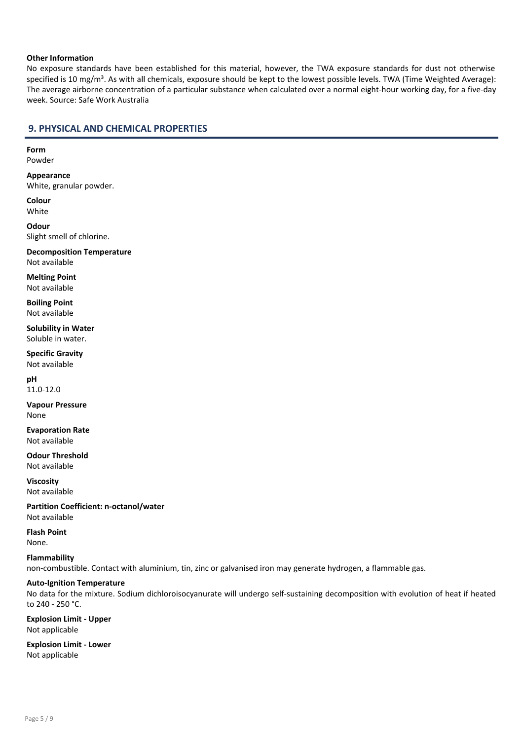**Other Information**

No exposure standards have been established for this material, however, the TWA exposure standards for dust not otherwise specified is 10 mg/m³. As with all chemicals, exposure should be kept to the lowest possible levels. TWA (Time Weighted Average): The average airborne concentration of a particular substance when calculated over a normal eight-hour working day, for a five-day week. Source: Safe Work Australia

## 9. PHYSICAL AND CHEMICAL PROPERTIES

**Form**
Powder

**Appearance**
White, granular powder.

**Colour**
White

**Odour**
Slight smell of chlorine.

**Decomposition Temperature**
Not available

**Melting Point**
Not available

**Boiling Point**
Not available

**Solubility in Water**
Soluble in water.

**Specific Gravity**
Not available

**pH**
11.0-12.0

**Vapour Pressure**
None

**Evaporation Rate**
Not available

**Odour Threshold**
Not available

**Viscosity**
Not available

**Partition Coefficient: n-octanol/water**
Not available

**Flash Point**
None.

**Flammability**
non-combustible. Contact with aluminium, tin, zinc or galvanised iron may generate hydrogen, a flammable gas.

**Auto-Ignition Temperature**
No data for the mixture. Sodium dichloroisocyanurate will undergo self-sustaining decomposition with evolution of heat if heated to 240 - 250 °C.

**Explosion Limit - Upper**
Not applicable

**Explosion Limit - Lower**
Not applicable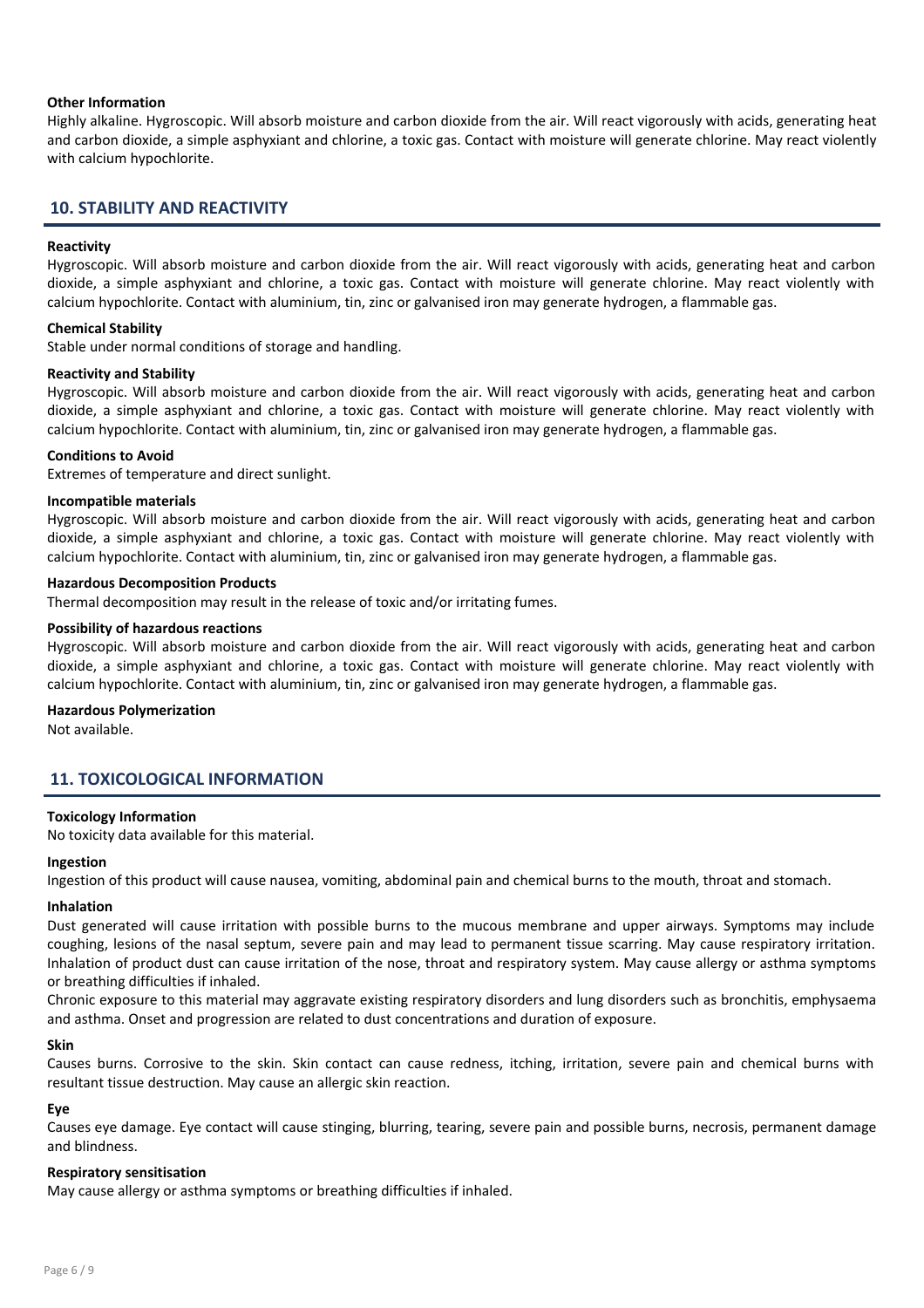**Other Information**

Highly alkaline. Hygroscopic. Will absorb moisture and carbon dioxide from the air. Will react vigorously with acids, generating heat and carbon dioxide, a simple asphyxiant and chlorine, a toxic gas. Contact with moisture will generate chlorine. May react violently with calcium hypochlorite.

## 10. STABILITY AND REACTIVITY

**Reactivity**

Hygroscopic. Will absorb moisture and carbon dioxide from the air. Will react vigorously with acids, generating heat and carbon dioxide, a simple asphyxiant and chlorine, a toxic gas. Contact with moisture will generate chlorine. May react violently with calcium hypochlorite. Contact with aluminium, tin, zinc or galvanised iron may generate hydrogen, a flammable gas.

**Chemical Stability**

Stable under normal conditions of storage and handling.

**Reactivity and Stability**

Hygroscopic. Will absorb moisture and carbon dioxide from the air. Will react vigorously with acids, generating heat and carbon dioxide, a simple asphyxiant and chlorine, a toxic gas. Contact with moisture will generate chlorine. May react violently with calcium hypochlorite. Contact with aluminium, tin, zinc or galvanised iron may generate hydrogen, a flammable gas.

**Conditions to Avoid**

Extremes of temperature and direct sunlight.

**Incompatible materials**

Hygroscopic. Will absorb moisture and carbon dioxide from the air. Will react vigorously with acids, generating heat and carbon dioxide, a simple asphyxiant and chlorine, a toxic gas. Contact with moisture will generate chlorine. May react violently with calcium hypochlorite. Contact with aluminium, tin, zinc or galvanised iron may generate hydrogen, a flammable gas.

**Hazardous Decomposition Products**

Thermal decomposition may result in the release of toxic and/or irritating fumes.

**Possibility of hazardous reactions**

Hygroscopic. Will absorb moisture and carbon dioxide from the air. Will react vigorously with acids, generating heat and carbon dioxide, a simple asphyxiant and chlorine, a toxic gas. Contact with moisture will generate chlorine. May react violently with calcium hypochlorite. Contact with aluminium, tin, zinc or galvanised iron may generate hydrogen, a flammable gas.

**Hazardous Polymerization**

Not available.

## 11. TOXICOLOGICAL INFORMATION

**Toxicology Information**

No toxicity data available for this material.

**Ingestion**

Ingestion of this product will cause nausea, vomiting, abdominal pain and chemical burns to the mouth, throat and stomach.

**Inhalation**

Dust generated will cause irritation with possible burns to the mucous membrane and upper airways. Symptoms may include coughing, lesions of the nasal septum, severe pain and may lead to permanent tissue scarring. May cause respiratory irritation. Inhalation of product dust can cause irritation of the nose, throat and respiratory system. May cause allergy or asthma symptoms or breathing difficulties if inhaled.

Chronic exposure to this material may aggravate existing respiratory disorders and lung disorders such as bronchitis, emphysaema and asthma. Onset and progression are related to dust concentrations and duration of exposure.

**Skin**

Causes burns. Corrosive to the skin. Skin contact can cause redness, itching, irritation, severe pain and chemical burns with resultant tissue destruction. May cause an allergic skin reaction.

**Eye**

Causes eye damage. Eye contact will cause stinging, blurring, tearing, severe pain and possible burns, necrosis, permanent damage and blindness.

**Respiratory sensitisation**

May cause allergy or asthma symptoms or breathing difficulties if inhaled.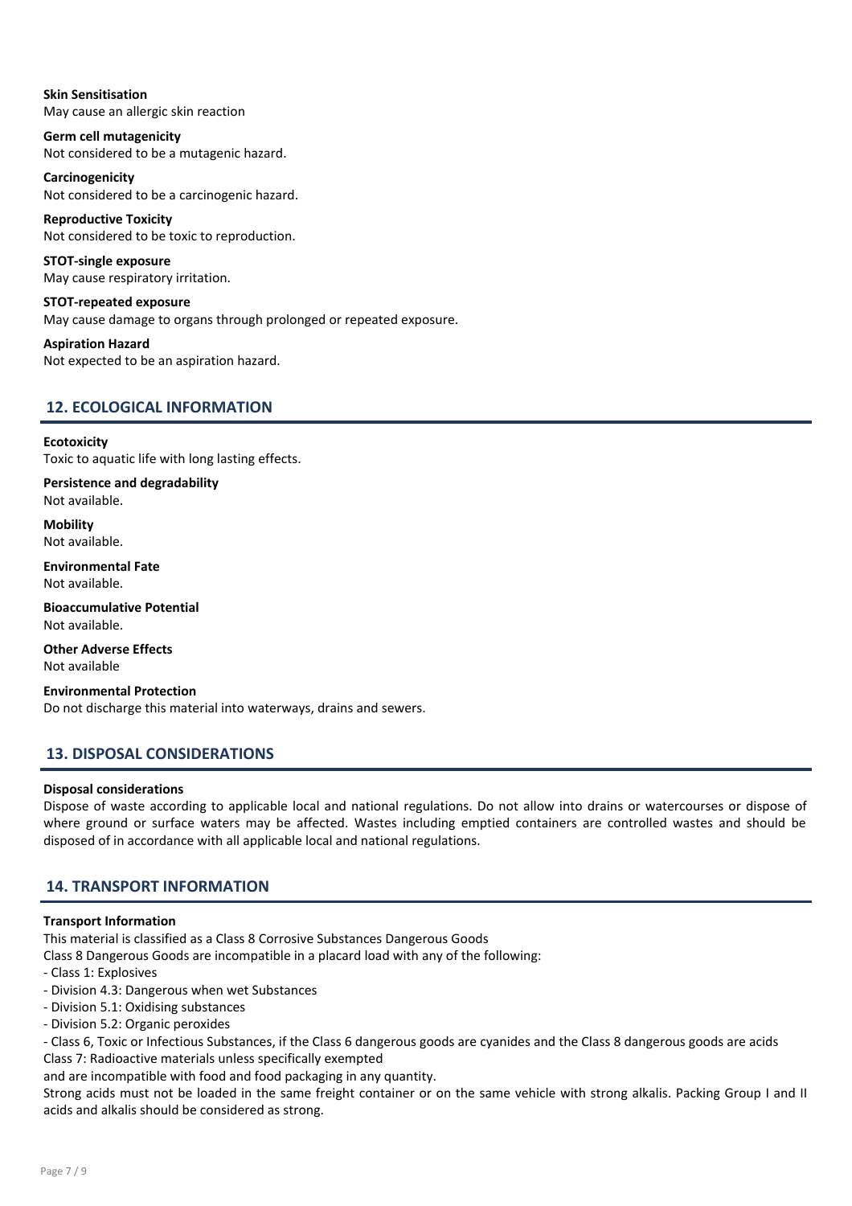**Skin Sensitisation**
May cause an allergic skin reaction

**Germ cell mutagenicity**
Not considered to be a mutagenic hazard.

**Carcinogenicity**
Not considered to be a carcinogenic hazard.

**Reproductive Toxicity**
Not considered to be toxic to reproduction.

**STOT-single exposure**
May cause respiratory irritation.

**STOT-repeated exposure**
May cause damage to organs through prolonged or repeated exposure.

**Aspiration Hazard**
Not expected to be an aspiration hazard.

## 12. ECOLOGICAL INFORMATION

**Ecotoxicity**
Toxic to aquatic life with long lasting effects.

**Persistence and degradability**
Not available.

**Mobility**
Not available.

**Environmental Fate**
Not available.

**Bioaccumulative Potential**
Not available.

**Other Adverse Effects**
Not available

**Environmental Protection**
Do not discharge this material into waterways, drains and sewers.

## 13. DISPOSAL CONSIDERATIONS

**Disposal considerations**
Dispose of waste according to applicable local and national regulations. Do not allow into drains or watercourses or dispose of where ground or surface waters may be affected. Wastes including emptied containers are controlled wastes and should be disposed of in accordance with all applicable local and national regulations.

## 14. TRANSPORT INFORMATION

**Transport Information**
This material is classified as a Class 8 Corrosive Substances Dangerous Goods
Class 8 Dangerous Goods are incompatible in a placard load with any of the following:

- Class 1: Explosives
- Division 4.3: Dangerous when wet Substances
- Division 5.1: Oxidising substances
- Division 5.2: Organic peroxides
- Class 6, Toxic or Infectious Substances, if the Class 6 dangerous goods are cyanides and the Class 8 dangerous goods are acids

Class 7: Radioactive materials unless specifically exempted
and are incompatible with food and food packaging in any quantity.
Strong acids must not be loaded in the same freight container or on the same vehicle with strong alkalis. Packing Group I and II acids and alkalis should be considered as strong.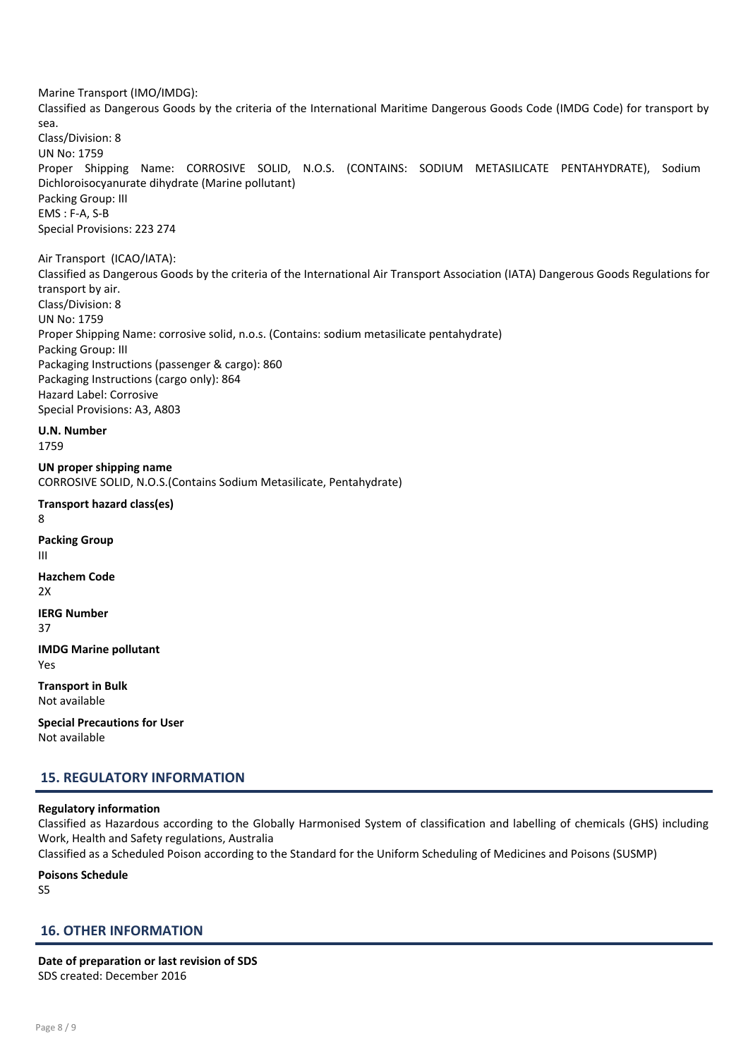Marine Transport (IMO/IMDG):

Classified as Dangerous Goods by the criteria of the International Maritime Dangerous Goods Code (IMDG Code) for transport by sea.

Class/Division: 8

UN No: 1759

Proper Shipping Name: CORROSIVE SOLID, N.O.S. (CONTAINS: SODIUM METASILICATE PENTAHYDRATE), Sodium Dichloroisocyanurate dihydrate (Marine pollutant)

Packing Group: III

EMS : F-A, S-B

Special Provisions: 223 274

Air Transport (ICAO/IATA):

Classified as Dangerous Goods by the criteria of the International Air Transport Association (IATA) Dangerous Goods Regulations for transport by air.

Class/Division: 8

UN No: 1759

Proper Shipping Name: corrosive solid, n.o.s. (Contains: sodium metasilicate pentahydrate)

Packing Group: III

Packaging Instructions (passenger & cargo): 860

Packaging Instructions (cargo only): 864

Hazard Label: Corrosive

Special Provisions: A3, A803

**U.N. Number**

1759

**UN proper shipping name**

CORROSIVE SOLID, N.O.S.(Contains Sodium Metasilicate, Pentahydrate)

**Transport hazard class(es)**

8

**Packing Group**

III

**Hazchem Code**

2X

**IERG Number**

37

**IMDG Marine pollutant**

Yes

**Transport in Bulk**

Not available

**Special Precautions for User**

Not available

## 15. REGULATORY INFORMATION

**Regulatory information**

Classified as Hazardous according to the Globally Harmonised System of classification and labelling of chemicals (GHS) including Work, Health and Safety regulations, Australia

Classified as a Scheduled Poison according to the Standard for the Uniform Scheduling of Medicines and Poisons (SUSMP)

**Poisons Schedule**

S5

## 16. OTHER INFORMATION

**Date of preparation or last revision of SDS**

SDS created: December 2016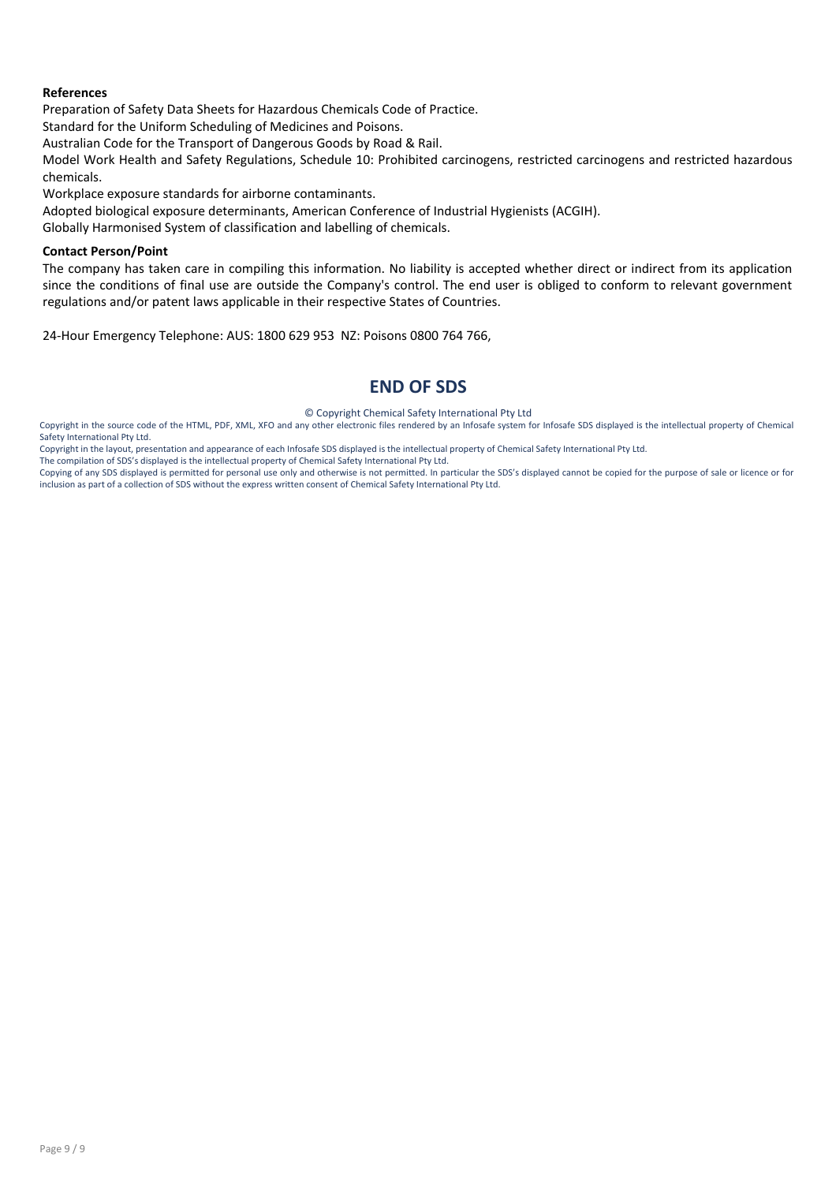**References**

Preparation of Safety Data Sheets for Hazardous Chemicals Code of Practice.

Standard for the Uniform Scheduling of Medicines and Poisons.

Australian Code for the Transport of Dangerous Goods by Road & Rail.

Model Work Health and Safety Regulations, Schedule 10: Prohibited carcinogens, restricted carcinogens and restricted hazardous chemicals.

Workplace exposure standards for airborne contaminants.

Adopted biological exposure determinants, American Conference of Industrial Hygienists (ACGIH).

Globally Harmonised System of classification and labelling of chemicals.

**Contact Person/Point**

The company has taken care in compiling this information. No liability is accepted whether direct or indirect from its application since the conditions of final use are outside the Company's control. The end user is obliged to conform to relevant government regulations and/or patent laws applicable in their respective States of Countries.

24-Hour Emergency Telephone: AUS: 1800 629 953 NZ: Poisons 0800 764 766,

## END OF SDS

© Copyright Chemical Safety International Pty Ltd

Copyright in the source code of the HTML, PDF, XML, XFO and any other electronic files rendered by an Infosafe system for Infosafe SDS displayed is the intellectual property of Chemical Safety International Pty Ltd.

Copyright in the layout, presentation and appearance of each Infosafe SDS displayed is the intellectual property of Chemical Safety International Pty Ltd.

The compilation of SDS's displayed is the intellectual property of Chemical Safety International Pty Ltd.

Copying of any SDS displayed is permitted for personal use only and otherwise is not permitted. In particular the SDS's displayed cannot be copied for the purpose of sale or licence or for inclusion as part of a collection of SDS without the express written consent of Chemical Safety International Pty Ltd.